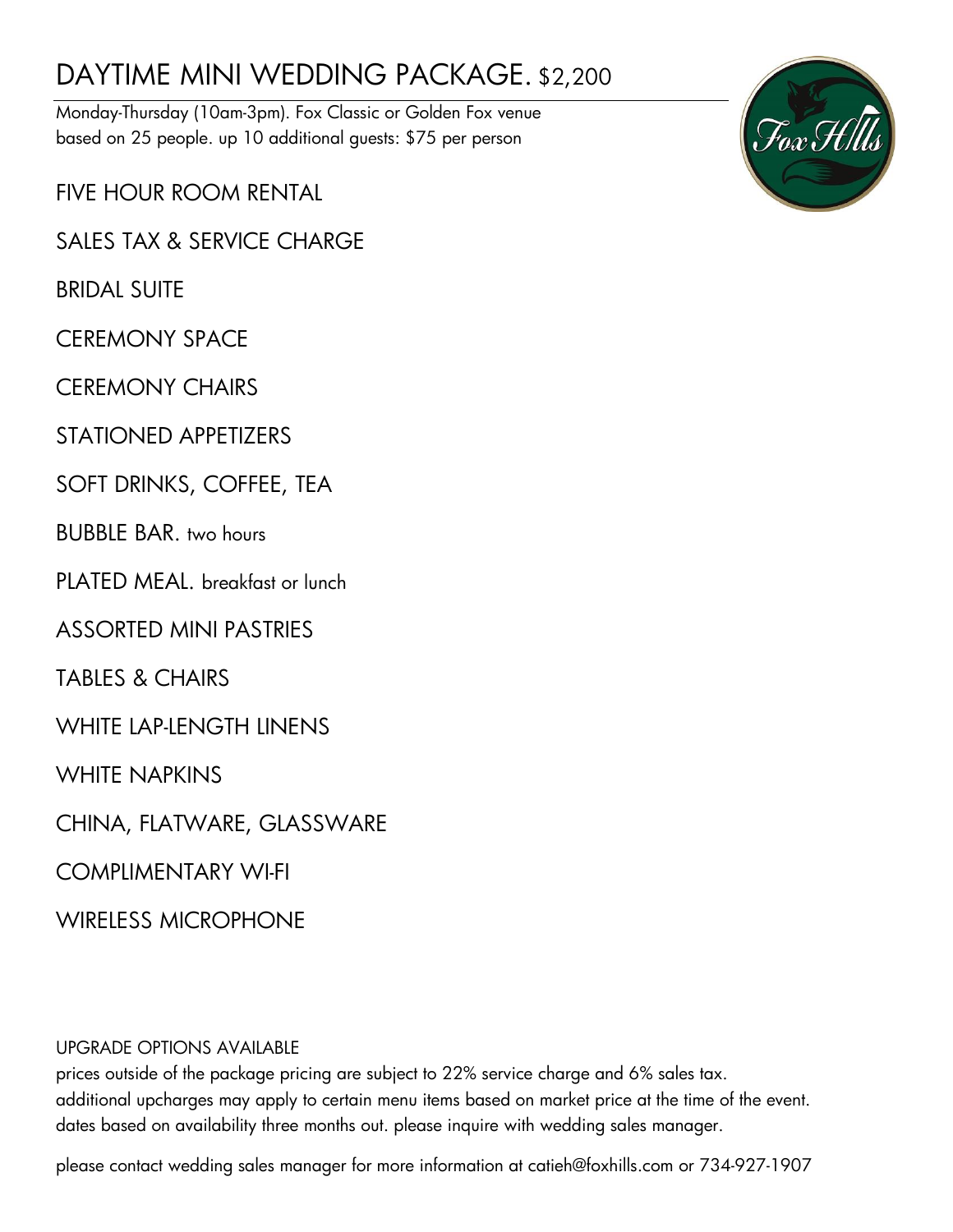# DAYTIME MINI WEDDING PACKAGE. $2,200

Monday-Thursday (10am-3pm). Fox Classic or Golden Fox venue
based on 25 people. up 10 additional guests: $75 per person

FIVE HOUR ROOM RENTAL

SALES TAX & SERVICE CHARGE

BRIDAL SUITE

CEREMONY SPACE

CEREMONY CHAIRS

STATIONED APPETIZERS

SOFT DRINKS, COFFEE, TEA

BUBBLE BAR. two hours

PLATED MEAL. breakfast or lunch

ASSORTED MINI PASTRIES

TABLES & CHAIRS

WHITE LAP-LENGTH LINENS

WHITE NAPKINS

CHINA, FLATWARE, GLASSWARE

COMPLIMENTARY WI-FI

WIRELESS MICROPHONE

UPGRADE OPTIONS AVAILABLE

prices outside of the package pricing are subject to 22% service charge and 6% sales tax.
additional upcharges may apply to certain menu items based on market price at the time of the event.
dates based on availability three months out. please inquire with wedding sales manager.

please contact wedding sales manager for more information at catieh@foxhills.com or 734-927-1907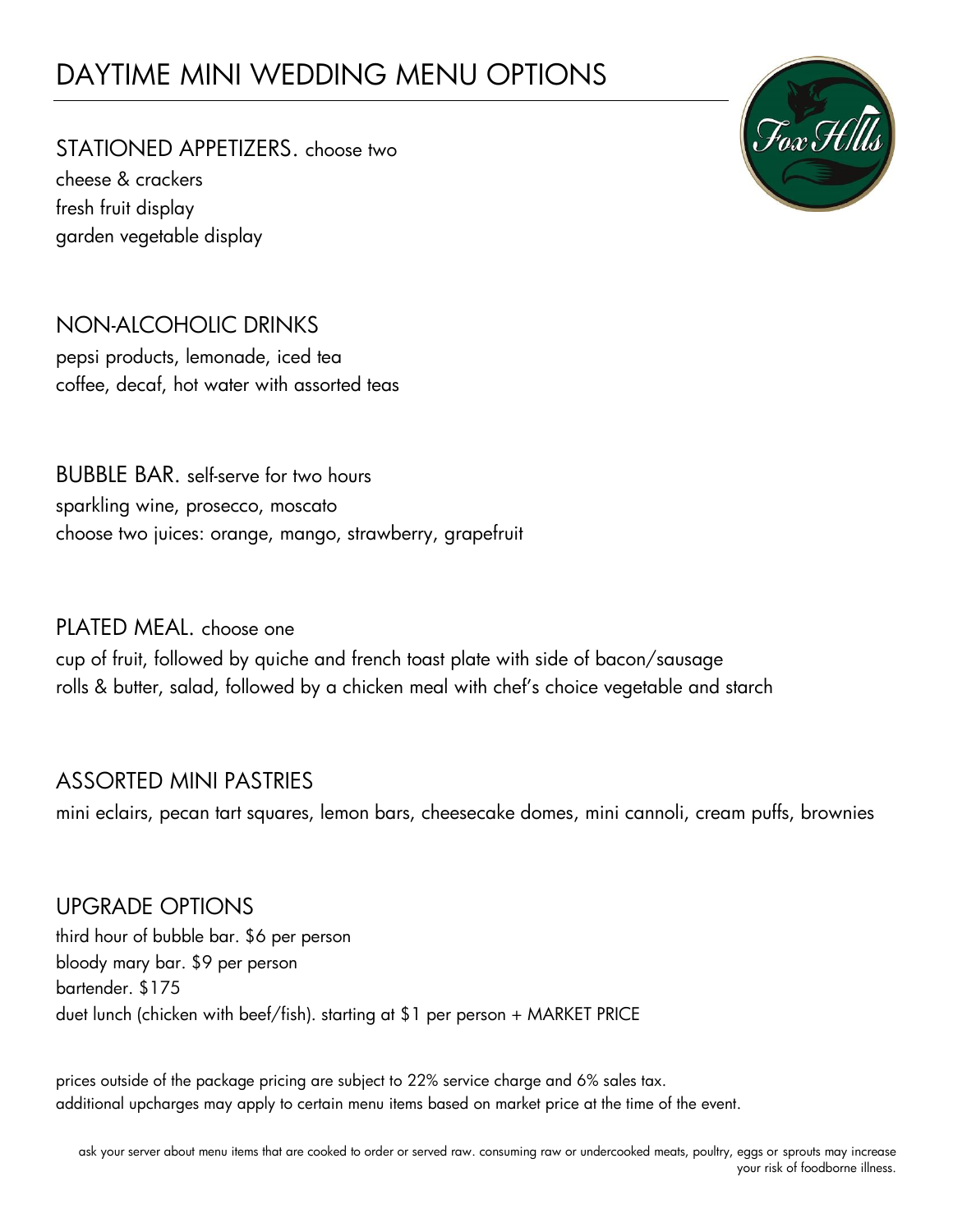# DAYTIME MINI WEDDING MENU OPTIONS

## STATIONED APPETIZERS. choose two

cheese & crackers
fresh fruit display
garden vegetable display

## NON-ALCOHOLIC DRINKS

pepsi products, lemonade, iced tea
coffee, decaf, hot water with assorted teas

## BUBBLE BAR. self-serve for two hours

sparkling wine, prosecco, moscato
choose two juices: orange, mango, strawberry, grapefruit

## PLATED MEAL. choose one

cup of fruit, followed by quiche and french toast plate with side of bacon/sausage
rolls & butter, salad, followed by a chicken meal with chef's choice vegetable and starch

## ASSORTED MINI PASTRIES

mini eclairs, pecan tart squares, lemon bars, cheesecake domes, mini cannoli, cream puffs, brownies

## UPGRADE OPTIONS

third hour of bubble bar. $6 per person
bloody mary bar. $9 per person
bartender. $175
duet lunch (chicken with beef/fish). starting at $1 per person + MARKET PRICE

prices outside of the package pricing are subject to 22% service charge and 6% sales tax.
additional upcharges may apply to certain menu items based on market price at the time of the event.

ask your server about menu items that are cooked to order or served raw. consuming raw or undercooked meats, poultry, eggs or sprouts may increase your risk of foodborne illness.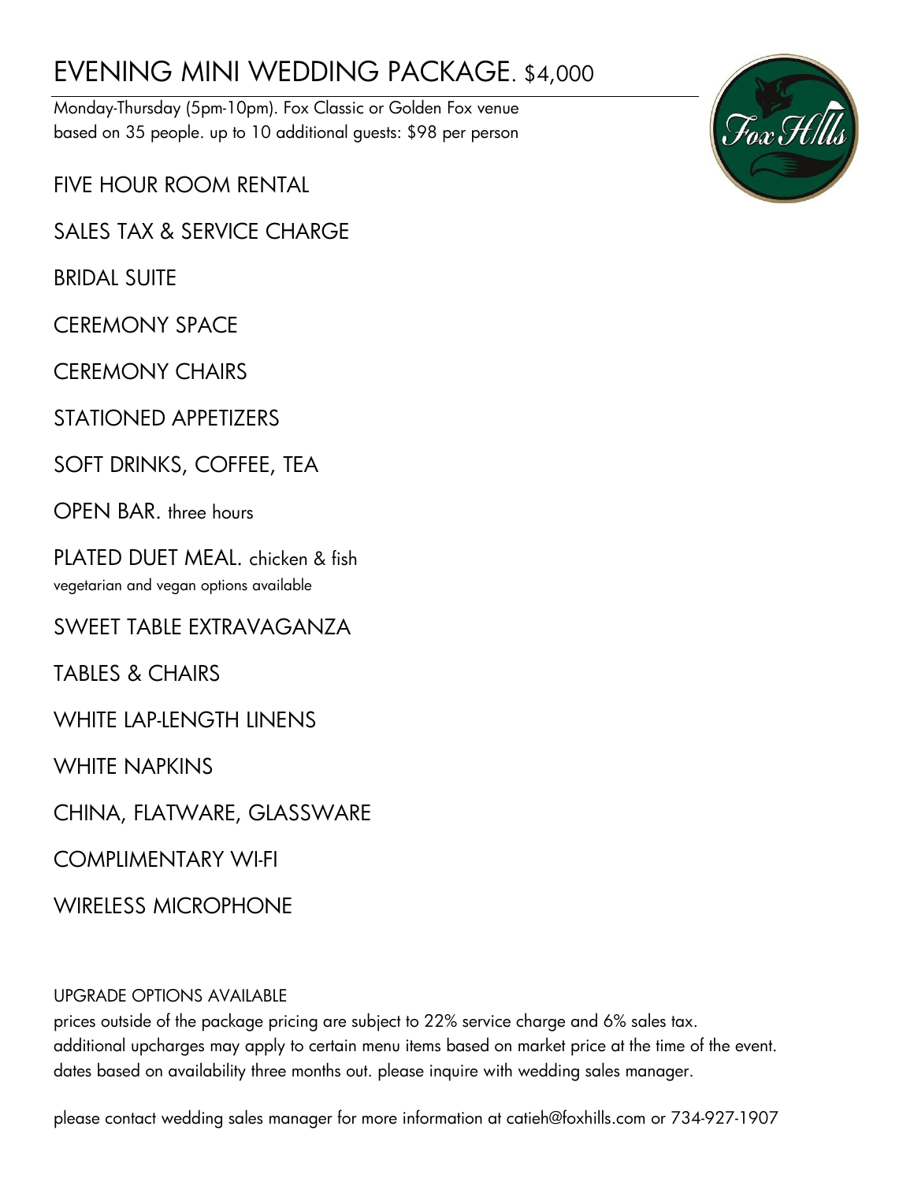# EVENING MINI WEDDING PACKAGE. $4,000

Monday-Thursday (5pm-10pm). Fox Classic or Golden Fox venue
based on 35 people. up to 10 additional guests: $98 per person

FIVE HOUR ROOM RENTAL

SALES TAX & SERVICE CHARGE

BRIDAL SUITE

CEREMONY SPACE

CEREMONY CHAIRS

STATIONED APPETIZERS

SOFT DRINKS, COFFEE, TEA

OPEN BAR. three hours

PLATED DUET MEAL. chicken & fish
vegetarian and vegan options available

SWEET TABLE EXTRAVAGANZA

TABLES & CHAIRS

WHITE LAP-LENGTH LINENS

WHITE NAPKINS

CHINA, FLATWARE, GLASSWARE

COMPLIMENTARY WI-FI

WIRELESS MICROPHONE

UPGRADE OPTIONS AVAILABLE
prices outside of the package pricing are subject to 22% service charge and 6% sales tax.
additional upcharges may apply to certain menu items based on market price at the time of the event.
dates based on availability three months out. please inquire with wedding sales manager.

please contact wedding sales manager for more information at catieh@foxhills.com or 734-927-1907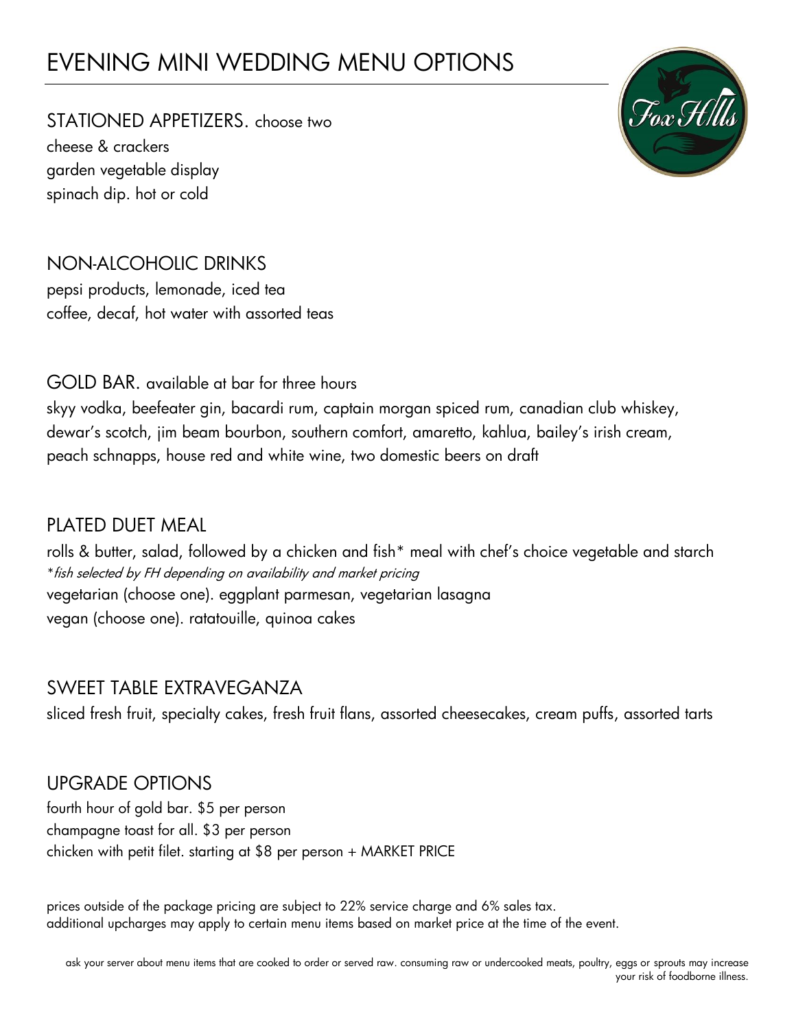# EVENING MINI WEDDING MENU OPTIONS

## STATIONED APPETIZERS. choose two

cheese & crackers
garden vegetable display
spinach dip. hot or cold

## NON-ALCOHOLIC DRINKS

pepsi products, lemonade, iced tea
coffee, decaf, hot water with assorted teas

## GOLD BAR. available at bar for three hours

skyy vodka, beefeater gin, bacardi rum, captain morgan spiced rum, canadian club whiskey, dewar's scotch, jim beam bourbon, southern comfort, amaretto, kahlua, bailey's irish cream, peach schnapps, house red and white wine, two domestic beers on draft

## PLATED DUET MEAL

rolls & butter, salad, followed by a chicken and fish* meal with chef's choice vegetable and starch
*\*fish selected by FH depending on availability and market pricing*
vegetarian (choose one). eggplant parmesan, vegetarian lasagna
vegan (choose one). ratatouille, quinoa cakes

## SWEET TABLE EXTRAVEGANZA

sliced fresh fruit, specialty cakes, fresh fruit flans, assorted cheesecakes, cream puffs, assorted tarts

## UPGRADE OPTIONS

fourth hour of gold bar. $5 per person
champagne toast for all. $3 per person
chicken with petit filet. starting at $8 per person + MARKET PRICE

prices outside of the package pricing are subject to 22% service charge and 6% sales tax.
additional upcharges may apply to certain menu items based on market price at the time of the event.

ask your server about menu items that are cooked to order or served raw. consuming raw or undercooked meats, poultry, eggs or sprouts may increase your risk of foodborne illness.